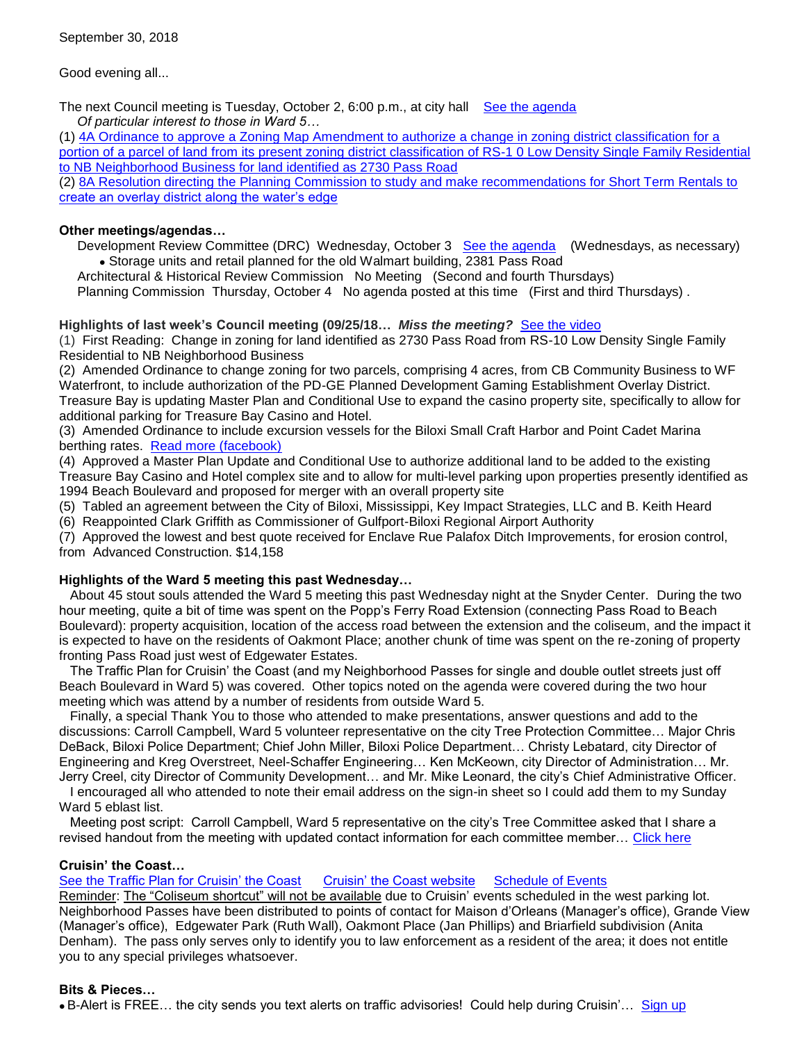September 30, 2018

Good evening all...

The next Council meeting is Tuesday, October 2, 6:00 p.m., at city hall   See the agenda

*Of particular interest to those in Ward 5…*

(1) 4A Ordinance to approve a Zoning Map Amendment to authorize a change in zoning district classification for a portion of a parcel of land from its present zoning district classification of RS-1 0 Low Density Single Family Residential to NB Neighborhood Business for land identified as 2730 Pass Road

(2) 8A Resolution directing the Planning Commission to study and make recommendations for Short Term Rentals to create an overlay district along the water's edge

**Other meetings/agendas…**

Development Review Committee (DRC)  Wednesday, October 3   See the agenda   (Wednesdays, as necessary)

- Storage units and retail planned for the old Walmart building, 2381 Pass Road

Architectural & Historical Review Commission   No Meeting   (Second and fourth Thursdays)

Planning Commission  Thursday, October 4   No agenda posted at this time   (First and third Thursdays) .

**Highlights of last week's Council meeting (09/25/18…** ***Miss the meeting?*** See the video

(1)  First Reading:  Change in zoning for land identified as 2730 Pass Road from RS-10 Low Density Single Family Residential to NB Neighborhood Business

(2)  Amended Ordinance to change zoning for two parcels, comprising 4 acres, from CB Community Business to WF Waterfront, to include authorization of the PD-GE Planned Development Gaming Establishment Overlay District. Treasure Bay is updating Master Plan and Conditional Use to expand the casino property site, specifically to allow for additional parking for Treasure Bay Casino and Hotel.

(3)  Amended Ordinance to include excursion vessels for the Biloxi Small Craft Harbor and Point Cadet Marina berthing rates.  Read more (facebook)

(4)  Approved a Master Plan Update and Conditional Use to authorize additional land to be added to the existing Treasure Bay Casino and Hotel complex site and to allow for multi-level parking upon properties presently identified as 1994 Beach Boulevard and proposed for merger with an overall property site

(5)  Tabled an agreement between the City of Biloxi, Mississippi, Key Impact Strategies, LLC and B. Keith Heard

(6)  Reappointed Clark Griffith as Commissioner of Gulfport-Biloxi Regional Airport Authority

(7)  Approved the lowest and best quote received for Enclave Rue Palafox Ditch Improvements, for erosion control, from  Advanced Construction. $14,158

**Highlights of the Ward 5 meeting this past Wednesday…**

About 45 stout souls attended the Ward 5 meeting this past Wednesday night at the Snyder Center.  During the two hour meeting, quite a bit of time was spent on the Popp's Ferry Road Extension (connecting Pass Road to Beach Boulevard): property acquisition, location of the access road between the extension and the coliseum, and the impact it is expected to have on the residents of Oakmont Place; another chunk of time was spent on the re-zoning of property fronting Pass Road just west of Edgewater Estates.

The Traffic Plan for Cruisin' the Coast (and my Neighborhood Passes for single and double outlet streets just off Beach Boulevard in Ward 5) was covered.  Other topics noted on the agenda were covered during the two hour meeting which was attend by a number of residents from outside Ward 5.

Finally, a special Thank You to those who attended to make presentations, answer questions and add to the discussions: Carroll Campbell, Ward 5 volunteer representative on the city Tree Protection Committee… Major Chris DeBack, Biloxi Police Department; Chief John Miller, Biloxi Police Department… Christy Lebatard, city Director of Engineering and Kreg Overstreet, Neel-Schaffer Engineering… Ken McKeown, city Director of Administration… Mr. Jerry Creel, city Director of Community Development… and Mr. Mike Leonard, the city's Chief Administrative Officer.

I encouraged all who attended to note their email address on the sign-in sheet so I could add them to my Sunday Ward 5 eblast list.

Meeting post script:  Carroll Campbell, Ward 5 representative on the city's Tree Committee asked that I share a revised handout from the meeting with updated contact information for each committee member… Click here

**Cruisin' the Coast…**

See the Traffic Plan for Cruisin' the Coast     Cruisin' the Coast website     Schedule of Events

Reminder: The "Coliseum shortcut" will not be available due to Cruisin' events scheduled in the west parking lot. Neighborhood Passes have been distributed to points of contact for Maison d'Orleans (Manager's office), Grande View (Manager's office),  Edgewater Park (Ruth Wall), Oakmont Place (Jan Phillips) and Briarfield subdivision (Anita Denham).  The pass only serves only to identify you to law enforcement as a resident of the area; it does not entitle you to any special privileges whatsoever.

**Bits & Pieces…**

- B-Alert is FREE… the city sends you text alerts on traffic advisories!  Could help during Cruisin'…  Sign up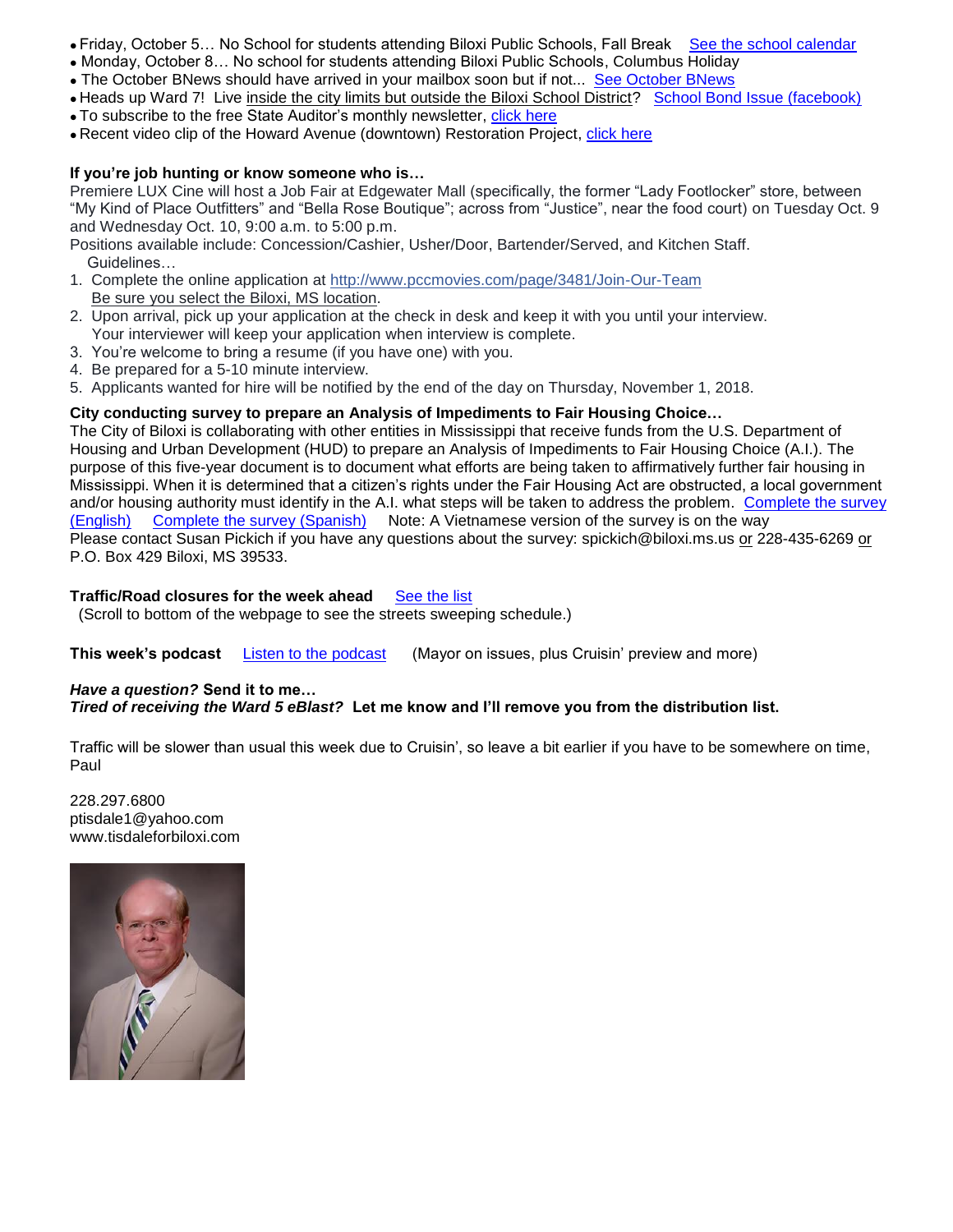- Friday, October 5… No School for students attending Biloxi Public Schools, Fall Break See the school calendar
- Monday, October 8… No school for students attending Biloxi Public Schools, Columbus Holiday
- The October BNews should have arrived in your mailbox soon but if not... See October BNews
- Heads up Ward 7! Live inside the city limits but outside the Biloxi School District? School Bond Issue (facebook)
- To subscribe to the free State Auditor's monthly newsletter, click here
- Recent video clip of the Howard Avenue (downtown) Restoration Project, click here

**If you're job hunting or know someone who is…**

Premiere LUX Cine will host a Job Fair at Edgewater Mall (specifically, the former "Lady Footlocker" store, between "My Kind of Place Outfitters" and "Bella Rose Boutique"; across from "Justice", near the food court) on Tuesday Oct. 9 and Wednesday Oct. 10, 9:00 a.m. to 5:00 p.m.

Positions available include: Concession/Cashier, Usher/Door, Bartender/Served, and Kitchen Staff.

Guidelines…

1. Complete the online application at http://www.pccmovies.com/page/3481/Join-Our-Team
   Be sure you select the Biloxi, MS location.
2. Upon arrival, pick up your application at the check in desk and keep it with you until your interview. Your interviewer will keep your application when interview is complete.
3. You're welcome to bring a resume (if you have one) with you.
4. Be prepared for a 5-10 minute interview.
5. Applicants wanted for hire will be notified by the end of the day on Thursday, November 1, 2018.

**City conducting survey to prepare an Analysis of Impediments to Fair Housing Choice…**

The City of Biloxi is collaborating with other entities in Mississippi that receive funds from the U.S. Department of Housing and Urban Development (HUD) to prepare an Analysis of Impediments to Fair Housing Choice (A.I.). The purpose of this five-year document is to document what efforts are being taken to affirmatively further fair housing in Mississippi. When it is determined that a citizen's rights under the Fair Housing Act are obstructed, a local government and/or housing authority must identify in the A.I. what steps will be taken to address the problem. Complete the survey (English) Complete the survey (Spanish) Note: A Vietnamese version of the survey is on the way

Please contact Susan Pickich if you have any questions about the survey: spickich@biloxi.ms.us or 228-435-6269 or P.O. Box 429 Biloxi, MS 39533.

**Traffic/Road closures for the week ahead** See the list

(Scroll to bottom of the webpage to see the streets sweeping schedule.)

**This week's podcast** Listen to the podcast (Mayor on issues, plus Cruisin' preview and more)

***Have a question?* Send it to me…**

***Tired of receiving the Ward 5 eBlast?* Let me know and I'll remove you from the distribution list.**

Traffic will be slower than usual this week due to Cruisin', so leave a bit earlier if you have to be somewhere on time,

Paul

228.297.6800

ptisdale1@yahoo.com

www.tisdaleforbiloxi.com